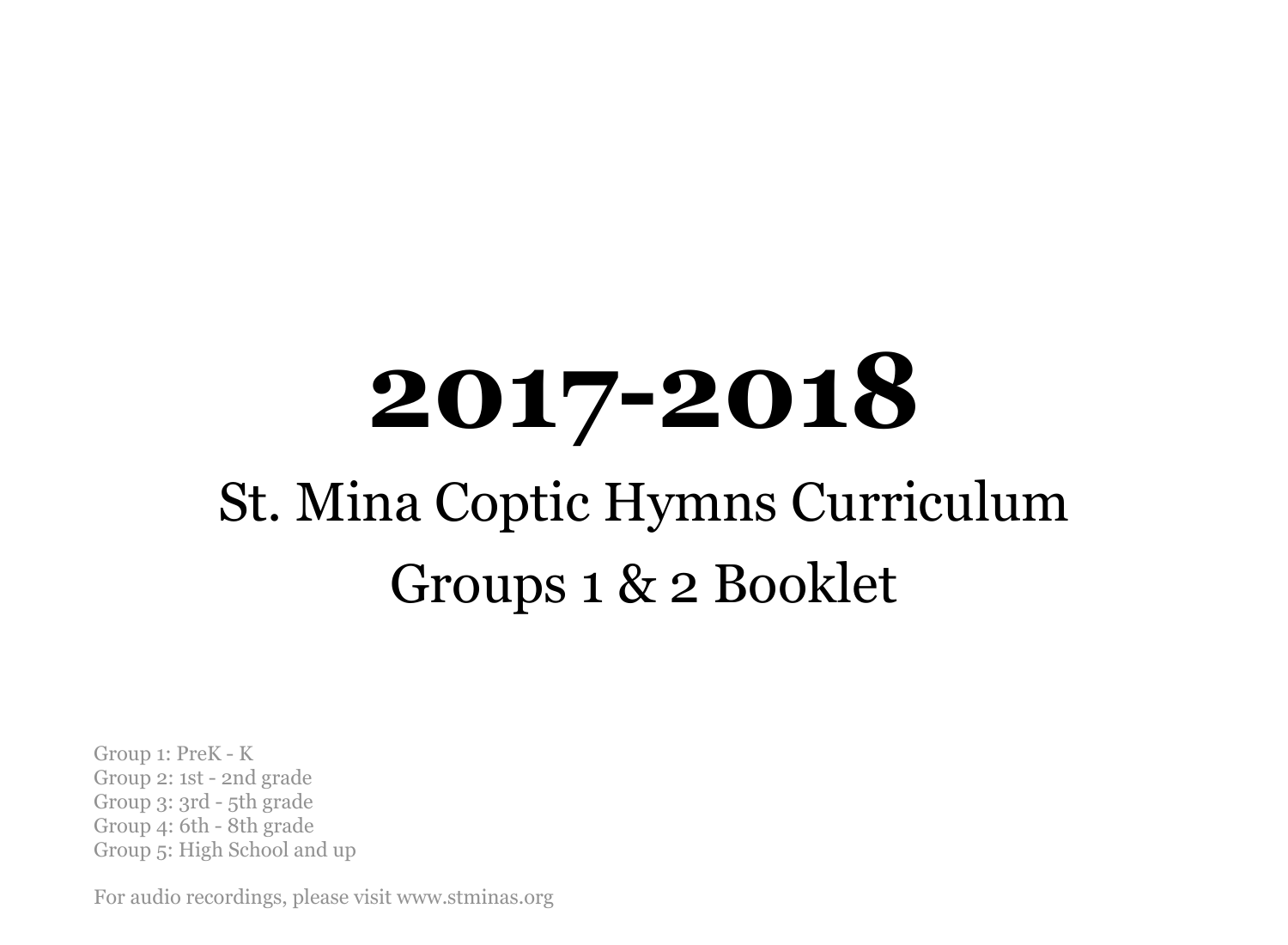# 2017-2018

## St. Mina Coptic Hymns Curriculum

## Groups 1 & 2 Booklet

Group 1: PreK - K
Group 2: 1st - 2nd grade
Group 3: 3rd - 5th grade
Group 4: 6th - 8th grade
Group 5: High School and up

For audio recordings, please visit www.stminas.org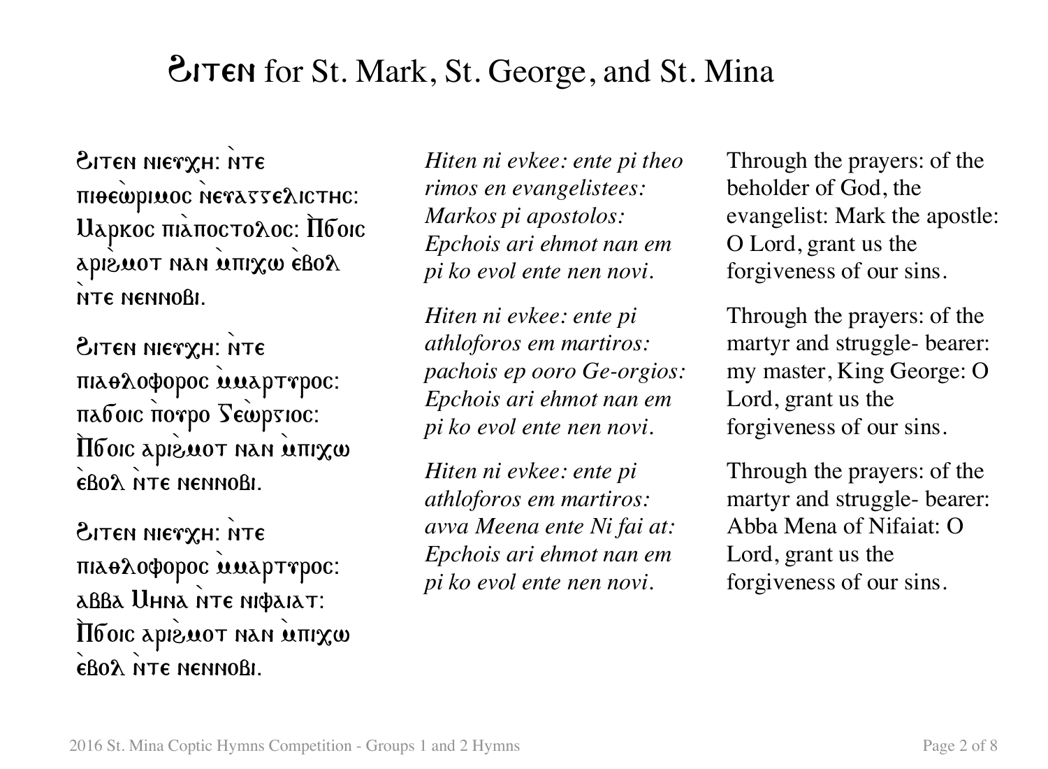# Ϩⲓⲧⲉⲛ for St. Mark, St. George, and St. Mina

Ϩⲓⲧⲉⲛ ⲛⲓⲉⲩⲭⲏ: ⲛ̀ⲧⲉ ⲡⲓⲑⲉⲱ̀ⲣⲓⲙⲟⲥ ⲛ̀ⲉⲩⲁⲅⲅⲉⲗⲓⲥⲧⲏⲥ: Ⲙⲁⲣⲕⲟⲥ ⲡⲓⲁ̀ⲡⲟⲥⲧⲟⲗⲟⲥ: Ⲡ̀ϭⲟⲓⲥ ⲁⲣⲓϩ̀ⲙⲟⲧ ⲛⲁⲛ ⲙ̀ⲡⲓⲭⲱ ⲉ̀ⲃⲟⲗ ⲛ̀ⲧⲉ ⲛⲉⲛⲛⲟⲃⲓ.

*Hiten ni evkee: ente pi theo rimos en evangelistees: Markos pi apostolos: Epchois ari ehmot nan em pi ko evol ente nen novi.*

Through the prayers: of the beholder of God, the evangelist: Mark the apostle: O Lord, grant us the forgiveness of our sins.

Ϩⲓⲧⲉⲛ ⲛⲓⲉⲩⲭⲏ: ⲛ̀ⲧⲉ ⲡⲓⲁⲑⲗⲟⲫⲟⲣⲟⲥ ⲙ̀ⲙⲁⲣⲧⲩⲣⲟⲥ: ⲡⲁϭⲟⲓⲥ ⲡ̀ⲟⲩⲣⲟ Ⲅⲉ̀ⲱⲣⲅⲓⲟⲥ: Ⲡ̀ϭⲟⲓⲥ ⲁⲣⲓϩ̀ⲙⲟⲧ ⲛⲁⲛ ⲙ̀ⲡⲓⲭⲱ ⲉ̀ⲃⲟⲗ ⲛ̀ⲧⲉ ⲛⲉⲛⲛⲟⲃⲓ.

*Hiten ni evkee: ente pi athloforos em martiros: pachois ep ooro Ge-orgios: Epchois ari ehmot nan em pi ko evol ente nen novi.*

Through the prayers: of the martyr and struggle- bearer: my master, King George: O Lord, grant us the forgiveness of our sins.

Ϩⲓⲧⲉⲛ ⲛⲓⲉⲩⲭⲏ: ⲛ̀ⲧⲉ ⲡⲓⲁⲑⲗⲟⲫⲟⲣⲟⲥ ⲙ̀ⲙⲁⲣⲧⲩⲣⲟⲥ: ⲁⲃⲃⲁ Ⲙⲏⲛⲁ ⲛ̀ⲧⲉ ⲛⲓⲫⲁⲓⲁⲧ: Ⲡ̀ϭⲟⲓⲥ ⲁⲣⲓϩ̀ⲙⲟⲧ ⲛⲁⲛ ⲙ̀ⲡⲓⲭⲱ ⲉ̀ⲃⲟⲗ ⲛ̀ⲧⲉ ⲛⲉⲛⲛⲟⲃⲓ.

*Hiten ni evkee: ente pi athloforos em martiros: avva Meena ente Ni fai at: Epchois ari ehmot nan em pi ko evol ente nen novi.*

Through the prayers: of the martyr and struggle- bearer: Abba Mena of Nifaiat: O Lord, grant us the forgiveness of our sins.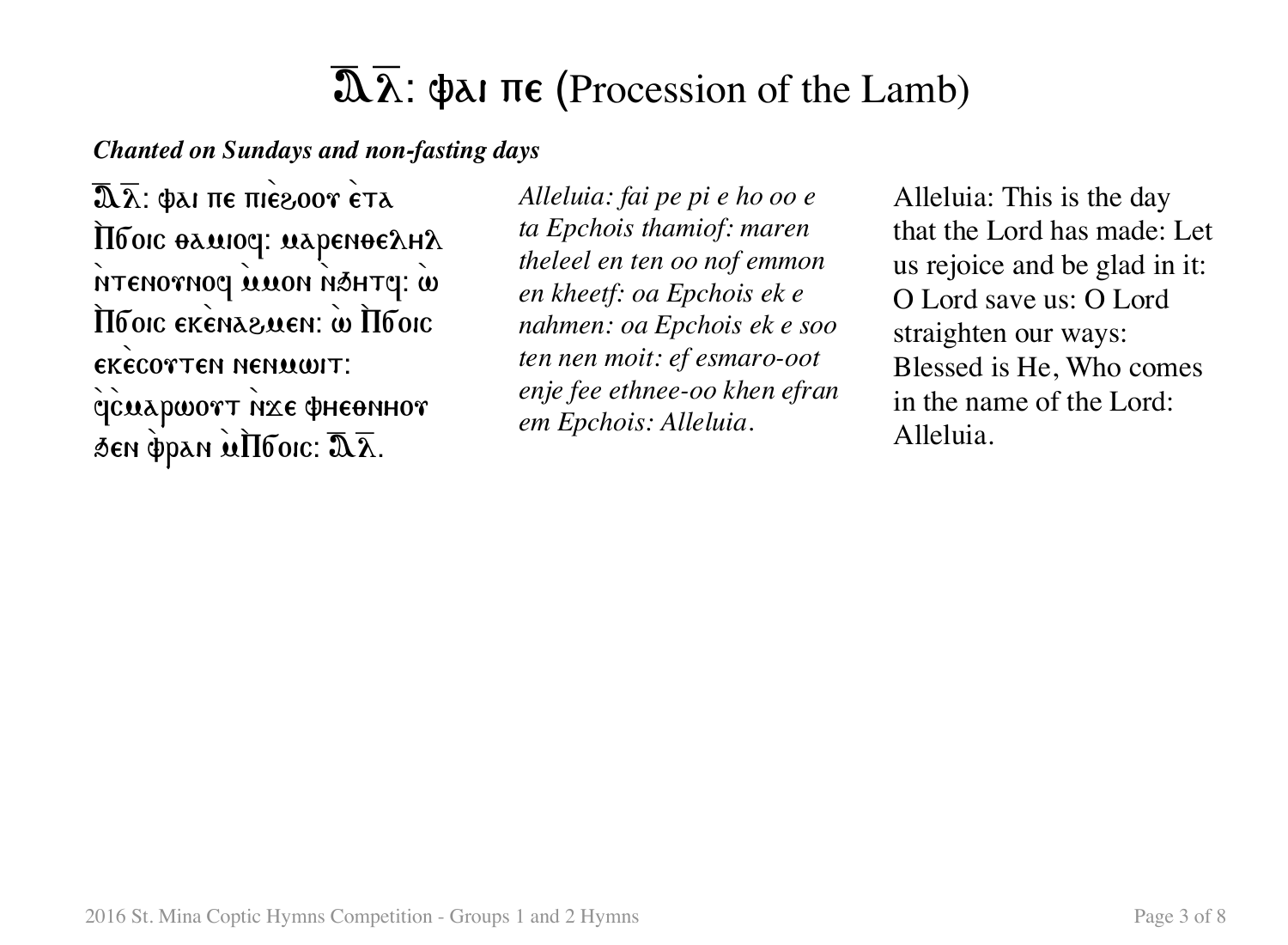# ⲁ̅ⲗ̅: ⲫⲁⲓ ⲡⲉ (Procession of the Lamb)

***Chanted on Sundays and non-fasting days***

ⲁ̅ⲗ̅: ⲫⲁⲓ ⲡⲉ ⲡⲓⲉ̀ϩⲟⲟⲩ ⲉ̀ⲧⲁ Ⲡ̀ϭⲟⲓⲥ ⲑⲁⲙⲓⲟϥ: ⲙⲁⲣⲉⲛⲑⲉⲗⲏⲗ ⲛ̀ⲧⲉⲛⲟⲩⲛⲟϥ ⲙ̀ⲙⲟⲛ ⲛ̀ϧⲏⲧϥ: ⲱ̀ Ⲡ̀ϭⲟⲓⲥ ⲉⲕⲉ̀ⲛⲁϩⲙⲉⲛ: ⲱ̀ Ⲡ̀ϭⲟⲓⲥ ⲉⲕⲉ̀ⲥⲟⲩⲧⲉⲛ ⲛⲉⲛⲙⲱⲓⲧ: ϥ̀ⲥ̀ⲙⲁⲣⲱⲟⲩⲧ ⲛ̀ϫⲉ ⲫⲏⲉⲑⲛⲏⲟⲩ ϧⲉⲛ ⲫ̀ⲣⲁⲛ ⲙ̀Ⲡ̀ϭⲟⲓⲥ: ⲁ̅ⲗ̅.

*Alleluia: fai pe pi e ho oo e ta Epchois thamiof: maren theleel en ten oo nof emmon en kheetf: oa Epchois ek e nahmen: oa Epchois ek e soo ten nen moit: ef esmaro-oot enje fee ethnee-oo khen efran em Epchois: Alleluia.*

Alleluia: This is the day that the Lord has made: Let us rejoice and be glad in it: O Lord save us: O Lord straighten our ways: Blessed is He, Who comes in the name of the Lord: Alleluia.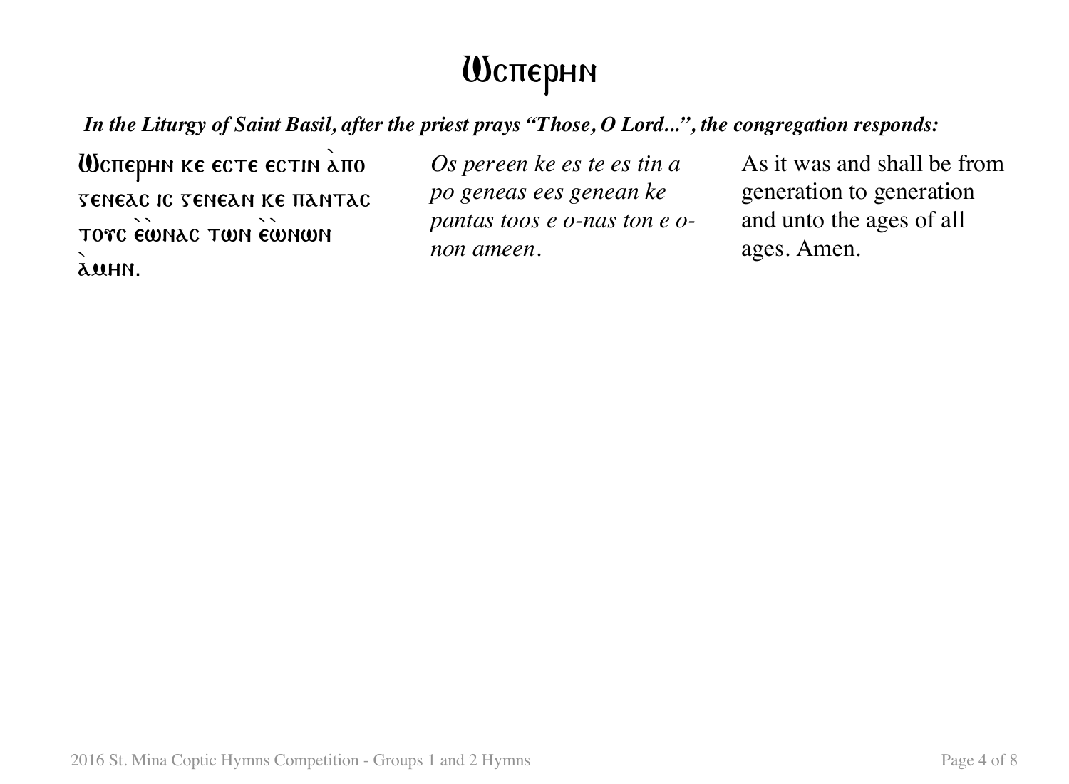# Ⲱⲥⲡⲉⲣⲏⲛ

***In the Liturgy of Saint Basil, after the priest prays "Those, O Lord...", the congregation responds:***

| | | |
|---|---|---|
| Ⲱⲥⲡⲉⲣⲏⲛ ⲕⲉ ⲉⲥⲧⲉ ⲉⲥⲧⲓⲛ ⲁ̀ⲡⲟ ⲅⲉⲛⲉⲁⲥ ⲓⲥ ⲅⲉⲛⲉⲁⲛ ⲕⲉ ⲡⲁⲛⲧⲁⲥ ⲧⲟⲩⲥ ⲉ̀ⲱ̀ⲛⲁⲥ ⲧⲱⲛ ⲉ̀ⲱ̀ⲛⲱⲛ ⲁ̀ⲙⲏⲛ. | *Os pereen ke es te es tin a po geneas ees genean ke pantas toos e o-nas ton e o-non ameen.* | As it was and shall be from generation to generation and unto the ages of all ages. Amen. |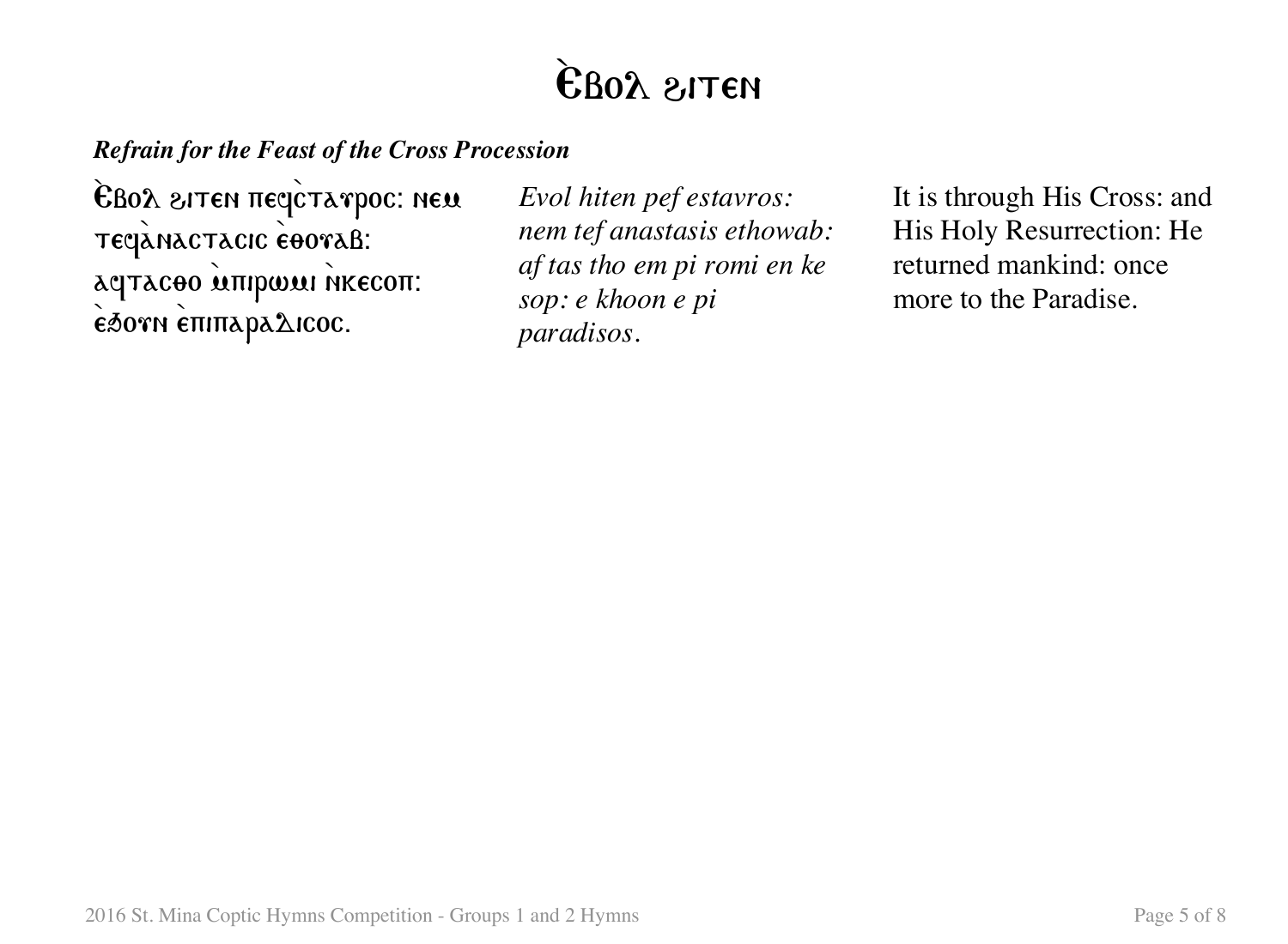# Ⲉ̀ⲃⲟⲗ ϩⲓⲧⲉⲛ

***Refrain for the Feast of the Cross Procession***

Ⲉ̀ⲃⲟⲗ ϩⲓⲧⲉⲛ ⲡⲉϥ̀ⲥⲧⲁⲩⲣⲟⲥ: ⲛⲉⲙ ⲧⲉϥ̀ⲁⲛⲁⲥⲧⲁⲥⲓⲥ ⲉ̀ⲑⲟⲩⲁⲃ: ⲁϥⲧⲁⲥⲑⲟ ⲙ̀ⲡⲓⲣⲱⲙⲓ ⲛ̀ⲕⲉⲥⲟⲡ: ⲉ̀ϧⲟⲩⲛ ⲉ̀ⲡⲓⲡⲁⲣⲁⲇⲓⲥⲟⲥ.

*Evol hiten pef estavros: nem tef anastasis ethowab: af tas tho em pi romi en ke sop: e khoon e pi paradisos.*

It is through His Cross: and His Holy Resurrection: He returned mankind: once more to the Paradise.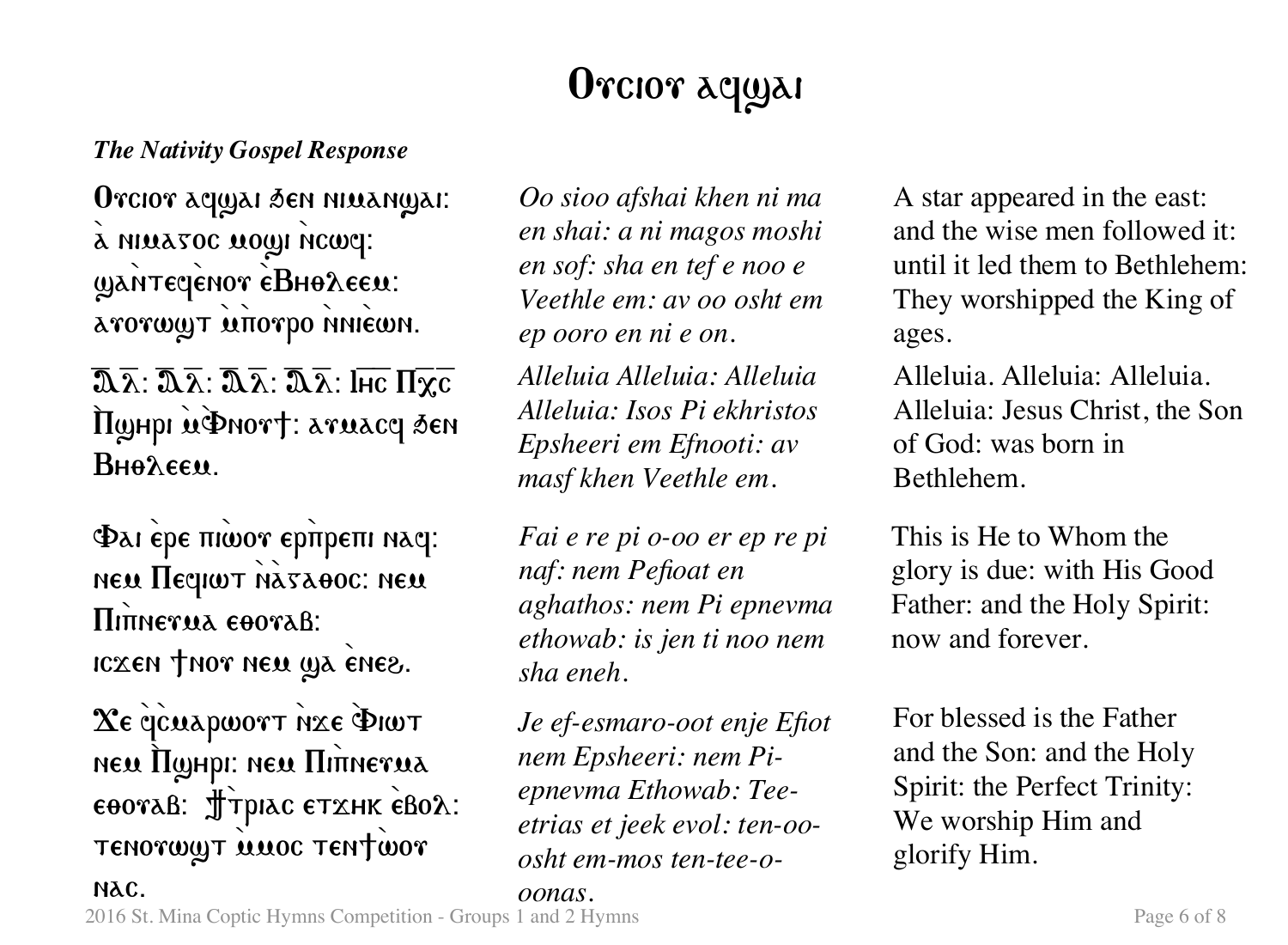# Ⲟⲩⲥⲓⲟⲩ ⲁϥϣⲁⲓ

***The Nativity Gospel Response***

| Coptic | Transliteration | English |
| --- | --- | --- |
| Ⲟⲩⲥⲓⲟⲩ ⲁϥϣⲁⲓ ϧⲉⲛ ⲛⲓⲙⲁⲛϣⲁⲓ: ⲁ̀ ⲛⲓⲙⲁⲅⲟⲥ ⲙⲟϣⲓ ⲛ̀ⲥⲱϥ: ϣⲁⲛ̀ⲧⲉϥⲉ̀ⲛⲟⲩ ⲉ̀Ⲃⲏⲑⲗⲉⲉⲙ: ⲁⲩⲟⲩⲱϣⲧ ⲙ̀ⲡ̀ⲟⲩⲣⲟ ⲛ̀ⲛⲓⲉ̀ⲱⲛ. | *Oo sioo afshai khen ni ma en shai: a ni magos moshi en sof: sha en tef e noo e Veethle em: av oo osht em ep ooro en ni e on.* | A star appeared in the east: and the wise men followed it: until it led them to Bethlehem: They worshipped the King of ages. |
| Ⲁ̅ⲗ̅: Ⲁ̅ⲗ̅: Ⲁ̅ⲗ̅: Ⲁ̅ⲗ̅: Ⲓⲏ̅ⲥ̅ Ⲡⲭ̅ⲥ̅ Ⲡ̀ϣⲏⲣⲓ ⲙ̀Ⲫⲛⲟⲩϯ: ⲁⲩⲙⲁⲥϥ ϧⲉⲛ Ⲃⲏⲑⲗⲉⲉⲙ. | *Alleluia Alleluia: Alleluia Alleluia: Isos Pi ekhristos Epsheeri em Efnooti: av masf khen Veethle em.* | Alleluia. Alleluia: Alleluia. Alleluia: Jesus Christ, the Son of God: was born in Bethlehem. |
| Ⲫⲁⲓ ⲉ̀ⲣⲉ ⲡⲓ̀ⲱⲟⲩ ⲉⲣ̀ⲡ̀ⲣⲉⲡⲓ ⲛⲁϥ: ⲛⲉⲙ Ⲡⲉϥⲓⲱⲧ ⲛ̀ⲁ̀ⲅⲁⲑⲟⲥ: ⲛⲉⲙ Ⲡⲓⲡ̀ⲛⲉⲩⲙⲁ ⲉⲑⲟⲩⲁⲃ: ⲓⲥϫⲉⲛ ϯⲛⲟⲩ ⲛⲉⲙ ϣⲁ ⲉ̀ⲛⲉϩ. | *Fai e re pi o-oo er ep re pi naf: nem Pefioat en aghathos: nem Pi epnevma ethowab: is jen ti noo nem sha eneh.* | This is He to Whom the glory is due: with His Good Father: and the Holy Spirit: now and forever. |
| Ϫⲉ ϥ̀ⲥ̀ⲙⲁⲣⲱⲟⲩⲧ ⲛ̀ϫⲉ Ⲫ̀ⲓⲱⲧ ⲛⲉⲙ Ⲡ̀ϣⲏⲣⲓ: ⲛⲉⲙ Ⲡⲓⲡ̀ⲛⲉⲩⲙⲁ ⲉⲑⲟⲩⲁⲃ: Ϯⲧ̀ⲣⲓⲁⲥ ⲉⲧϫⲏⲕ ⲉ̀ⲃⲟⲗ: ⲧⲉⲛⲟⲩⲱϣⲧ ⲙ̀ⲙⲟⲥ ⲧⲉⲛϯⲱ̀ⲟⲩ ⲛⲁⲥ. | *Je ef-esmaro-oot enje Efiot nem Epsheeri: nem Pi-epnevma Ethowab: Tee-etrias et jeek evol: ten-oo-osht em-mos ten-tee-o-oonas.* | For blessed is the Father and the Son: and the Holy Spirit: the Perfect Trinity: We worship Him and glorify Him. |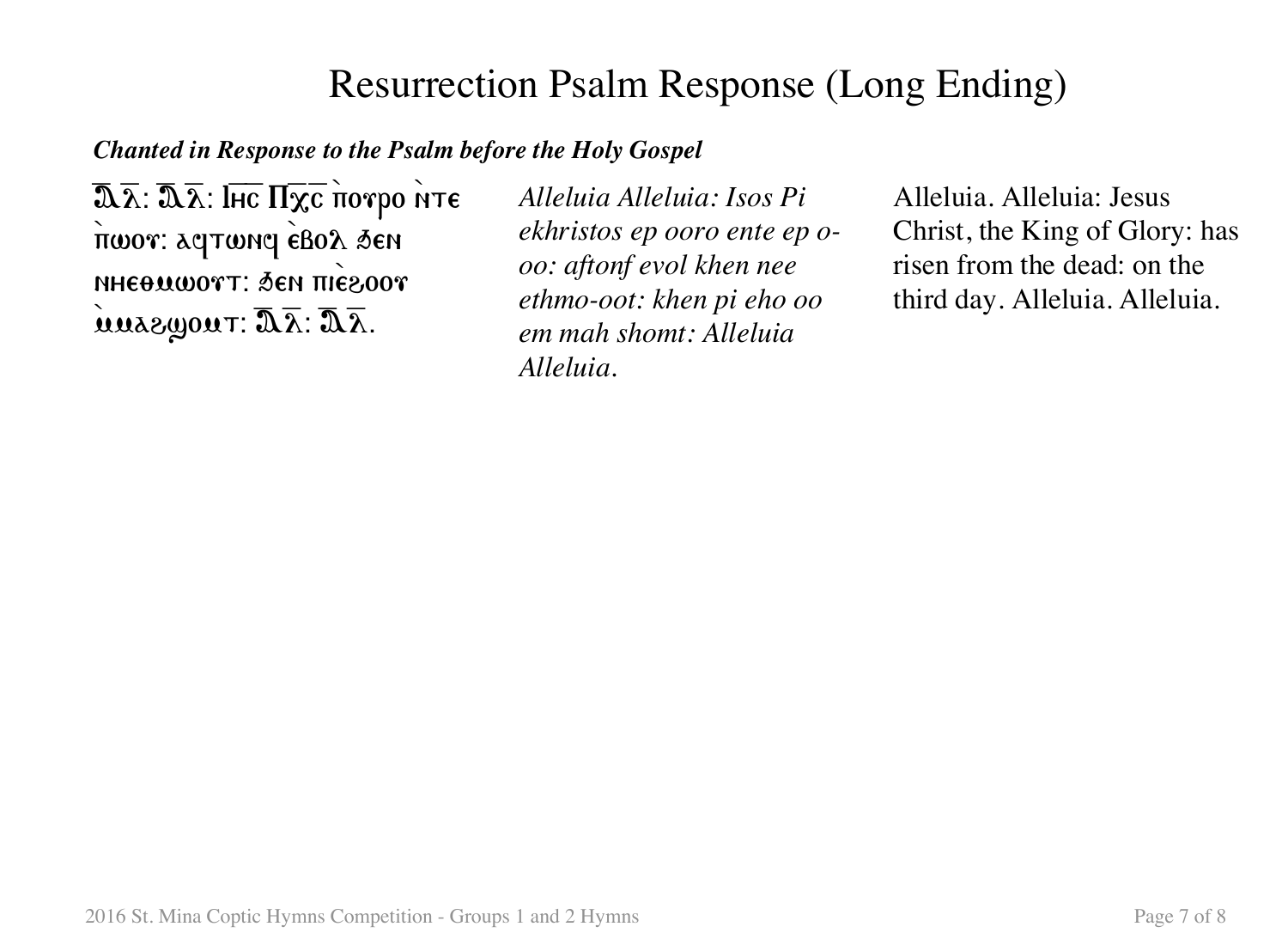# Resurrection Psalm Response (Long Ending)

***Chanted in Response to the Psalm before the Holy Gospel***

Ⲁ̅ⲗ̅: Ⲁ̅ⲗ̅: Ⲓⲏ̅ⲥ̅ Ⲡⲭ̅ⲥ̅ ⲡ̀ⲟⲩⲣⲟ ⲛ̀ⲧⲉ ⲡ̀ⲱⲟⲩ: ⲁϥⲧⲱⲛϥ ⲉ̀ⲃⲟⲗ ϧⲉⲛ ⲛⲏⲉⲑⲙⲱⲟⲩⲧ: ϧⲉⲛ ⲡⲓⲉ̀ϩⲟⲟⲩ ⲙ̀ⲙⲁϩϣⲟⲙⲧ: Ⲁ̅ⲗ̅: Ⲁ̅ⲗ̅.

*Alleluia Alleluia: Isos Pi ekhristos ep ooro ente ep o-oo: aftonf evol khen nee ethmo-oot: khen pi eho oo em mah shomt: Alleluia Alleluia.*

Alleluia. Alleluia: Jesus Christ, the King of Glory: has risen from the dead: on the third day. Alleluia. Alleluia.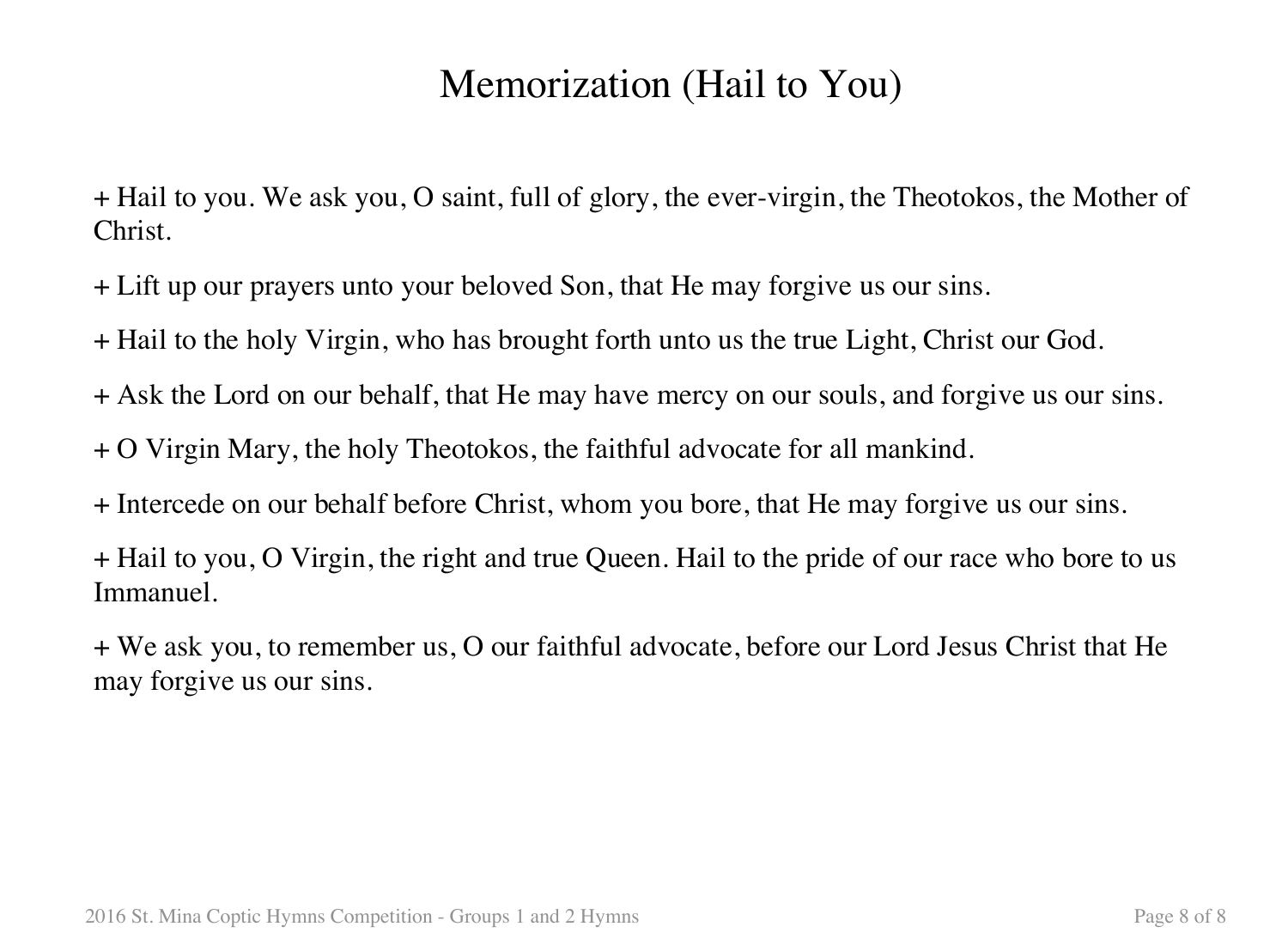# Memorization (Hail to You)

+ Hail to you. We ask you, O saint, full of glory, the ever-virgin, the Theotokos, the Mother of Christ.

+ Lift up our prayers unto your beloved Son, that He may forgive us our sins.

+ Hail to the holy Virgin, who has brought forth unto us the true Light, Christ our God.

+ Ask the Lord on our behalf, that He may have mercy on our souls, and forgive us our sins.

+ O Virgin Mary, the holy Theotokos, the faithful advocate for all mankind.

+ Intercede on our behalf before Christ, whom you bore, that He may forgive us our sins.

+ Hail to you, O Virgin, the right and true Queen. Hail to the pride of our race who bore to us Immanuel.

+ We ask you, to remember us, O our faithful advocate, before our Lord Jesus Christ that He may forgive us our sins.